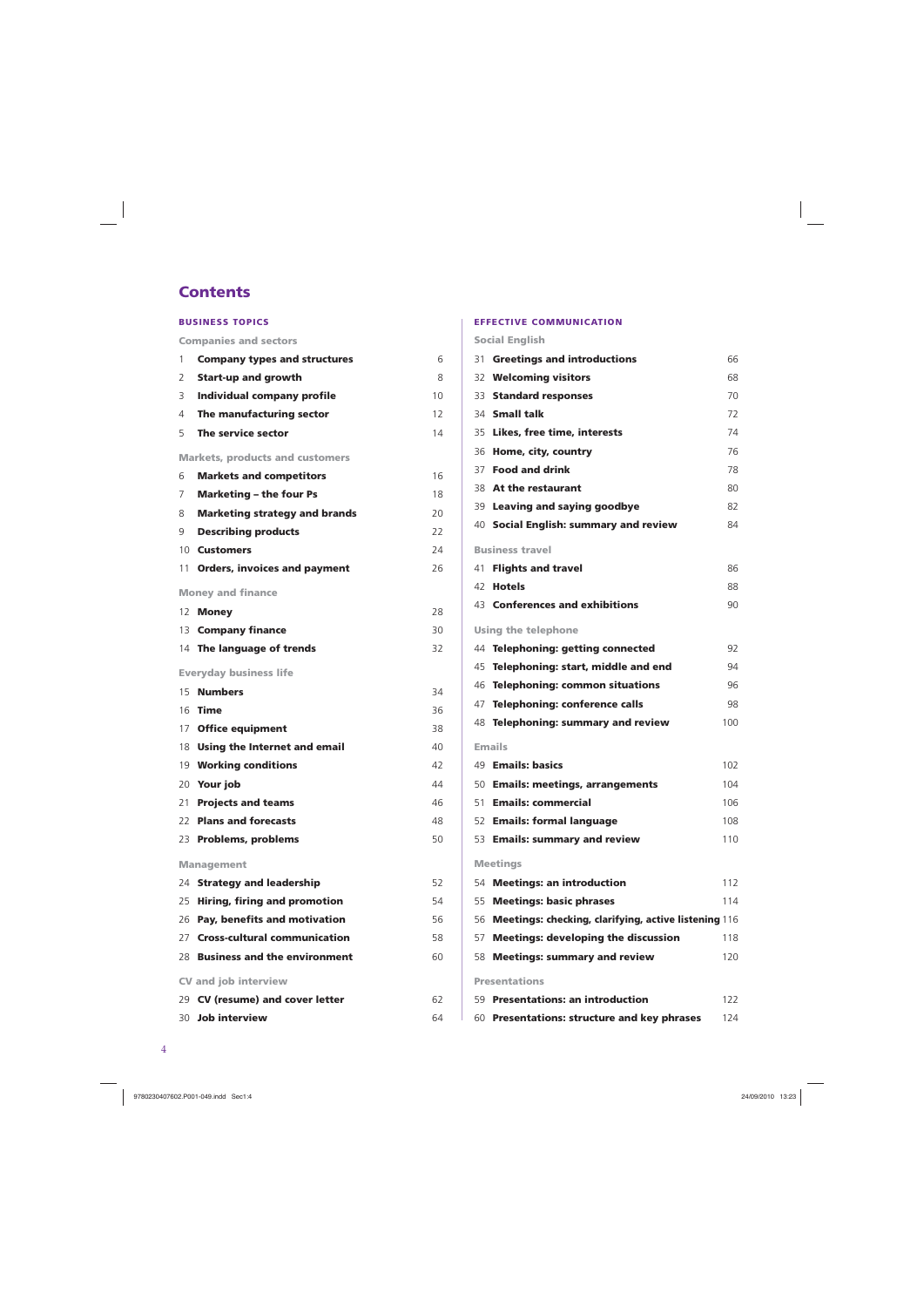# Contents

## BUSINESS TOPICS

### Companies and sectors

| | | |
|---|---|---|
| 1 | **Company types and structures** | 6 |
| 2 | **Start-up and growth** | 8 |
| 3 | **Individual company profile** | 10 |
| 4 | **The manufacturing sector** | 12 |
| 5 | **The service sector** | 14 |

### Markets, products and customers

| | | |
|---|---|---|
| 6 | **Markets and competitors** | 16 |
| 7 | **Marketing – the four Ps** | 18 |
| 8 | **Marketing strategy and brands** | 20 |
| 9 | **Describing products** | 22 |
| 10 | **Customers** | 24 |
| 11 | **Orders, invoices and payment** | 26 |

### Money and finance

| | | |
|---|---|---|
| 12 | **Money** | 28 |
| 13 | **Company finance** | 30 |
| 14 | **The language of trends** | 32 |

### Everyday business life

| | | |
|---|---|---|
| 15 | **Numbers** | 34 |
| 16 | **Time** | 36 |
| 17 | **Office equipment** | 38 |
| 18 | **Using the Internet and email** | 40 |
| 19 | **Working conditions** | 42 |
| 20 | **Your job** | 44 |
| 21 | **Projects and teams** | 46 |
| 22 | **Plans and forecasts** | 48 |
| 23 | **Problems, problems** | 50 |

### Management

| | | |
|---|---|---|
| 24 | **Strategy and leadership** | 52 |
| 25 | **Hiring, firing and promotion** | 54 |
| 26 | **Pay, benefits and motivation** | 56 |
| 27 | **Cross-cultural communication** | 58 |
| 28 | **Business and the environment** | 60 |

### CV and job interview

| | | |
|---|---|---|
| 29 | **CV (resume) and cover letter** | 62 |
| 30 | **Job interview** | 64 |

## EFFECTIVE COMMUNICATION

### Social English

| | | |
|---|---|---|
| 31 | **Greetings and introductions** | 66 |
| 32 | **Welcoming visitors** | 68 |
| 33 | **Standard responses** | 70 |
| 34 | **Small talk** | 72 |
| 35 | **Likes, free time, interests** | 74 |
| 36 | **Home, city, country** | 76 |
| 37 | **Food and drink** | 78 |
| 38 | **At the restaurant** | 80 |
| 39 | **Leaving and saying goodbye** | 82 |
| 40 | **Social English: summary and review** | 84 |

### Business travel

| | | |
|---|---|---|
| 41 | **Flights and travel** | 86 |
| 42 | **Hotels** | 88 |
| 43 | **Conferences and exhibitions** | 90 |

### Using the telephone

| | | |
|---|---|---|
| 44 | **Telephoning: getting connected** | 92 |
| 45 | **Telephoning: start, middle and end** | 94 |
| 46 | **Telephoning: common situations** | 96 |
| 47 | **Telephoning: conference calls** | 98 |
| 48 | **Telephoning: summary and review** | 100 |

### Emails

| | | |
|---|---|---|
| 49 | **Emails: basics** | 102 |
| 50 | **Emails: meetings, arrangements** | 104 |
| 51 | **Emails: commercial** | 106 |
| 52 | **Emails: formal language** | 108 |
| 53 | **Emails: summary and review** | 110 |

### Meetings

| | | |
|---|---|---|
| 54 | **Meetings: an introduction** | 112 |
| 55 | **Meetings: basic phrases** | 114 |
| 56 | **Meetings: checking, clarifying, active listening** | 116 |
| 57 | **Meetings: developing the discussion** | 118 |
| 58 | **Meetings: summary and review** | 120 |

### Presentations

| | | |
|---|---|---|
| 59 | **Presentations: an introduction** | 122 |
| 60 | **Presentations: structure and key phrases** | 124 |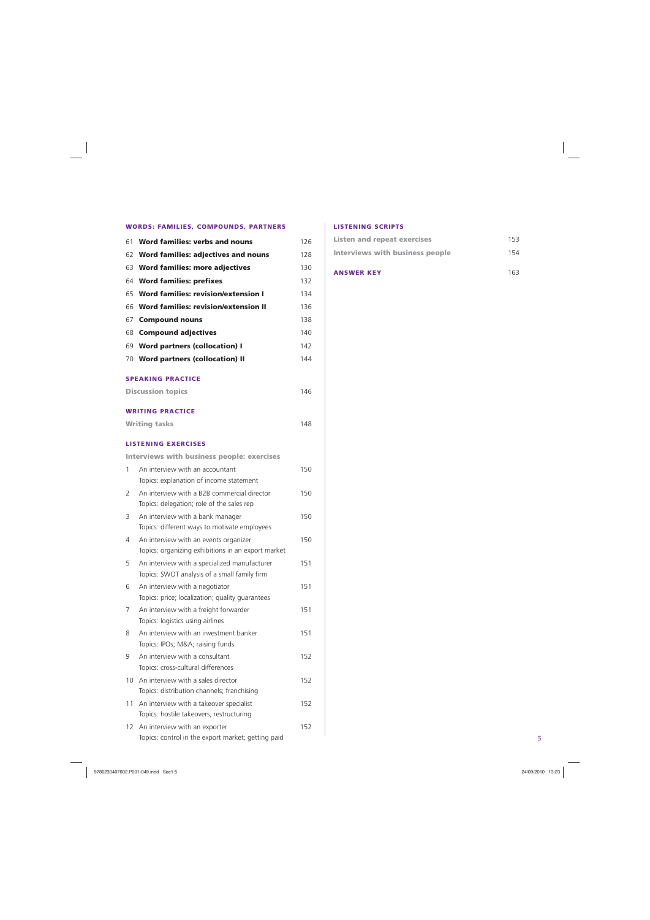## WORDS: FAMILIES, COMPOUNDS, PARTNERS

| | | |
|---|---|---|
| 61 | **Word families: verbs and nouns** | 126 |
| 62 | **Word families: adjectives and nouns** | 128 |
| 63 | **Word families: more adjectives** | 130 |
| 64 | **Word families: prefixes** | 132 |
| 65 | **Word families: revision/extension I** | 134 |
| 66 | **Word families: revision/extension II** | 136 |
| 67 | **Compound nouns** | 138 |
| 68 | **Compound adjectives** | 140 |
| 69 | **Word partners (collocation) I** | 142 |
| 70 | **Word partners (collocation) II** | 144 |

## SPEAKING PRACTICE

**Discussion topics** 146

## WRITING PRACTICE

**Writing tasks** 148

## LISTENING EXERCISES

**Interviews with business people: exercises**

| | | |
|---|---|---|
| 1 | An interview with an accountant<br>Topics: explanation of income statement | 150 |
| 2 | An interview with a B2B commercial director<br>Topics: delegation; role of the sales rep | 150 |
| 3 | An interview with a bank manager<br>Topics: different ways to motivate employees | 150 |
| 4 | An interview with an events organizer<br>Topics: organizing exhibitions in an export market | 150 |
| 5 | An interview with a specialized manufacturer<br>Topics: SWOT analysis of a small family firm | 151 |
| 6 | An interview with a negotiator<br>Topics: price; localization; quality guarantees | 151 |
| 7 | An interview with a freight forwarder<br>Topics: logistics using airlines | 151 |
| 8 | An interview with an investment banker<br>Topics: IPOs; M&A; raising funds | 151 |
| 9 | An interview with a consultant<br>Topics: cross-cultural differences | 152 |
| 10 | An interview with a sales director<br>Topics: distribution channels; franchising | 152 |
| 11 | An interview with a takeover specialist<br>Topics: hostile takeovers; restructuring | 152 |
| 12 | An interview with an exporter<br>Topics: control in the export market; getting paid | 152 |

## LISTENING SCRIPTS

**Listen and repeat exercises** 153

**Interviews with business people** 154

## ANSWER KEY 163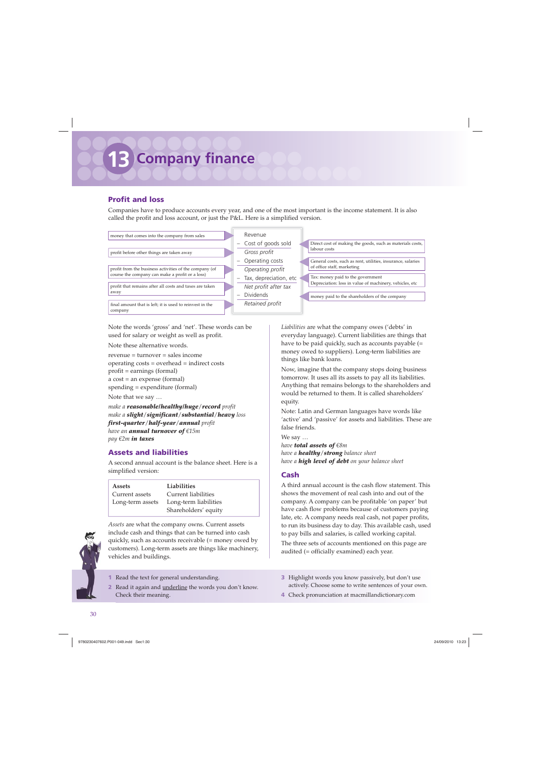# 13 Company finance

## Profit and loss

Companies have to produce accounts every year, and one of the most important is the income statement. It is also called the profit and loss account, or just the P&L. Here is a simplified version.

| Explanation | Income statement | Explanation |
|---|---|---|
| money that comes into the company from sales | Revenue | |
| | – Cost of goods sold | Direct cost of making the goods, such as materials costs, labour costs |
| profit before other things are taken away | *Gross profit* | |
| | – Operating costs | General costs, such as rent, utilities, insurance, salaries of office staff, marketing |
| profit from the business activities of the company (of course the company can make a profit or a loss) | *Operating profit* | |
| | – Tax, depreciation, etc | Tax: money paid to the government. Depreciation: loss in value of machinery, vehicles, etc |
| profit that remains after all costs and taxes are taken away | *Net profit after tax* | |
| | – Dividends | money paid to the shareholders of the company |
| final amount that is left; it is used to reinvest in the company | *Retained profit* | |

Note the words 'gross' and 'net'. These words can be used for salary or weight as well as profit.

Note these alternative words.

revenue = turnover = sales income
operating costs = overhead = indirect costs
profit = earnings (formal)
a cost = an expense (formal)
spending = expenditure (formal)

Note that we say …

*make a* ***reasonable/healthy/huge/record*** *profit*
*make a* ***slight/significant/substantial/heavy*** *loss*
***first-quarter/half-year/annual*** *profit*
*have an* ***annual turnover of*** *€15m*
*pay €2m* ***in taxes***

## Assets and liabilities

A second annual account is the balance sheet. Here is a simplified version:

| Assets | Liabilities |
|---|---|
| Current assets | Current liabilities |
| Long-term assets | Long-term liabilities |
| | Shareholders' equity |

*Assets* are what the company owns. Current assets include cash and things that can be turned into cash quickly, such as accounts receivable (= money owed by customers). Long-term assets are things like machinery, vehicles and buildings.

*Liabilities* are what the company owes ('debts' in everyday language). Current liabilities are things that have to be paid quickly, such as accounts payable (= money owed to suppliers). Long-term liabilities are things like bank loans.

Now, imagine that the company stops doing business tomorrow. It uses all its assets to pay all its liabilities. Anything that remains belongs to the shareholders and would be returned to them. It is called shareholders' equity.

Note: Latin and German languages have words like 'active' and 'passive' for assets and liabilities. These are false friends.

We say …

*have* ***total assets of*** *€8m*
*have a* ***healthy/strong*** *balance sheet*
*have a* ***high level of debt*** *on your balance sheet*

## Cash

A third annual account is the cash flow statement. This shows the movement of real cash into and out of the company. A company can be profitable 'on paper' but have cash flow problems because of customers paying late, etc. A company needs real cash, not paper profits, to run its business day to day. This available cash, used to pay bills and salaries, is called working capital.

The three sets of accounts mentioned on this page are audited (= officially examined) each year.

1 Read the text for general understanding.
2 Read it again and underline the words you don't know. Check their meaning.
3 Highlight words you know passively, but don't use actively. Choose some to write sentences of your own.
4 Check pronunciation at macmillandictionary.com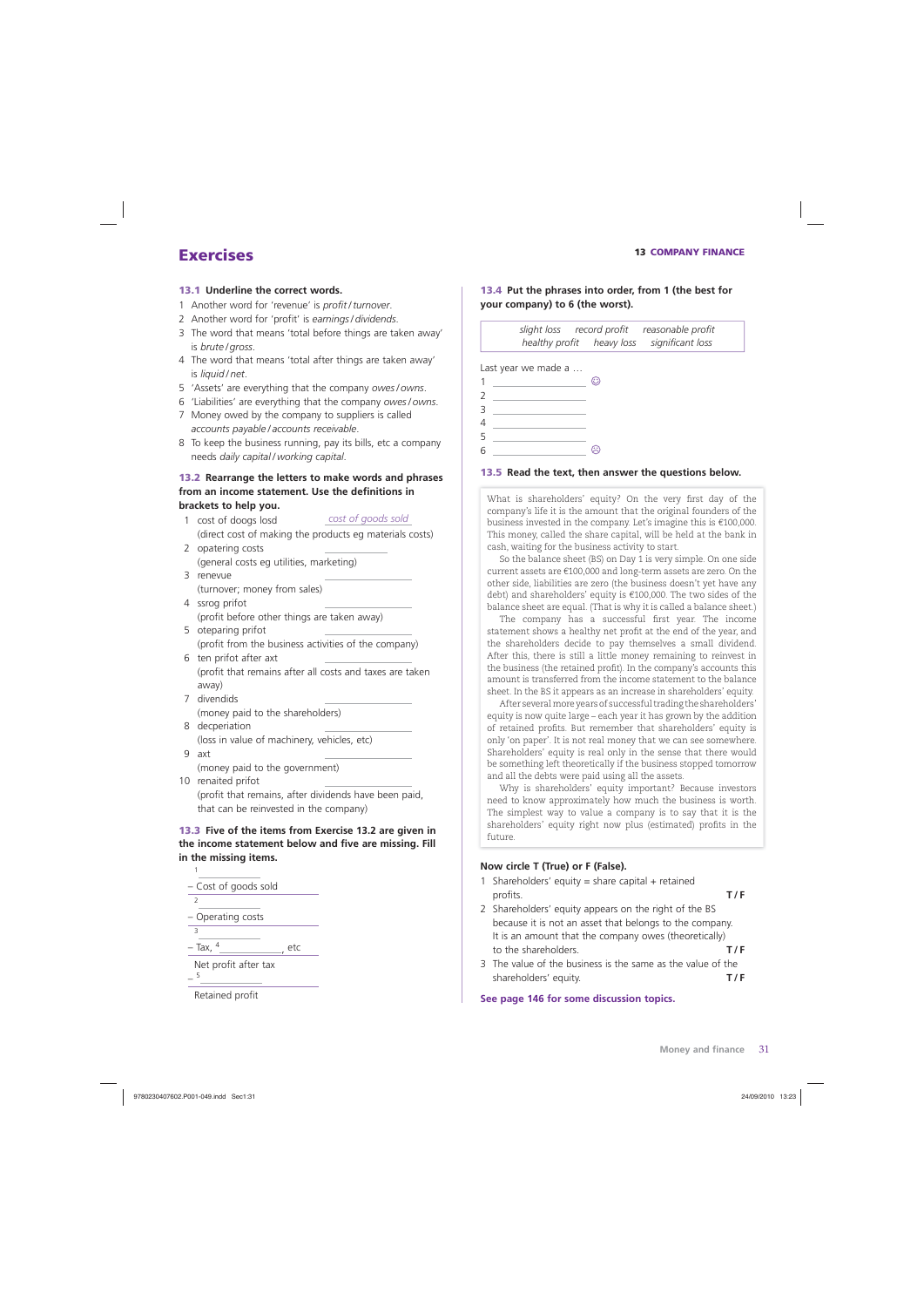# Exercises

### 13.1 Underline the correct words.

1. Another word for 'revenue' is *profit / turnover*.
2. Another word for 'profit' is *earnings / dividends*.
3. The word that means 'total before things are taken away' is *brute / gross*.
4. The word that means 'total after things are taken away' is *liquid / net*.
5. 'Assets' are everything that the company *owes / owns*.
6. 'Liabilities' are everything that the company *owes / owns*.
7. Money owed by the company to suppliers is called *accounts payable / accounts receivable*.
8. To keep the business running, pay its bills, etc a company needs *daily capital / working capital*.

### 13.2 Rearrange the letters to make words and phrases from an income statement. Use the definitions in brackets to help you.

1. cost of doogs losd ____*cost of goods sold*____
   (direct cost of making the products eg materials costs)
2. opatering costs ____________
   (general costs eg utilities, marketing)
3. renevue ____________
   (turnover; money from sales)
4. ssrog prifot ____________
   (profit before other things are taken away)
5. oteparing prifot ____________
   (profit from the business activities of the company)
6. ten prifot after axt ____________
   (profit that remains after all costs and taxes are taken away)
7. divendids ____________
   (money paid to the shareholders)
8. decperiation ____________
   (loss in value of machinery, vehicles, etc)
9. axt ____________
   (money paid to the government)
10. renaited prifot ____________
    (profit that remains, after dividends have been paid, that can be reinvested in the company)

### 13.3 Five of the items from Exercise 13.2 are given in the income statement below and five are missing. Fill in the missing items.

1 ____________
– Cost of goods sold

2 ____________
– Operating costs

3 ____________
– Tax, 4 ____________, etc

Net profit after tax
– 5 ____________

Retained profit

### 13.4 Put the phrases into order, from 1 (the best for your company) to 6 (the worst).

| | | |
|---|---|---|
| *slight loss* | *record profit* | *reasonable profit* |
| *healthy profit* | *heavy loss* | *significant loss* |

Last year we made a …

1 ____________ ☺
2 ____________
3 ____________
4 ____________
5 ____________
6 ____________ ☹

### 13.5 Read the text, then answer the questions below.

What is shareholders' equity? On the very first day of the company's life it is the amount that the original founders of the business invested in the company. Let's imagine this is €100,000. This money, called the share capital, will be held at the bank in cash, waiting for the business activity to start.

So the balance sheet (BS) on Day 1 is very simple. On one side current assets are €100,000 and long-term assets are zero. On the other side, liabilities are zero (the business doesn't yet have any debt) and shareholders' equity is €100,000. The two sides of the balance sheet are equal. (That is why it is called a balance sheet.)

The company has a successful first year. The income statement shows a healthy net profit at the end of the year, and the shareholders decide to pay themselves a small dividend. After this, there is still a little money remaining to reinvest in the business (the retained profit). In the company's accounts this amount is transferred from the income statement to the balance sheet. In the BS it appears as an increase in shareholders' equity.

After several more years of successful trading the shareholders' equity is now quite large – each year it has grown by the addition of retained profits. But remember that shareholders' equity is only 'on paper'. It is not real money that we can see somewhere. Shareholders' equity is real only in the sense that there would be something left theoretically if the business stopped tomorrow and all the debts were paid using all the assets.

Why is shareholders' equity important? Because investors need to know approximately how much the business is worth. The simplest way to value a company is to say that it is the shareholders' equity right now plus (estimated) profits in the future.

**Now circle T (True) or F (False).**

1. Shareholders' equity = share capital + retained profits. **T / F**
2. Shareholders' equity appears on the right of the BS because it is not an asset that belongs to the company. It is an amount that the company owes (theoretically) to the shareholders. **T / F**
3. The value of the business is the same as the value of the shareholders' equity. **T / F**

**See page 146 for some discussion topics.**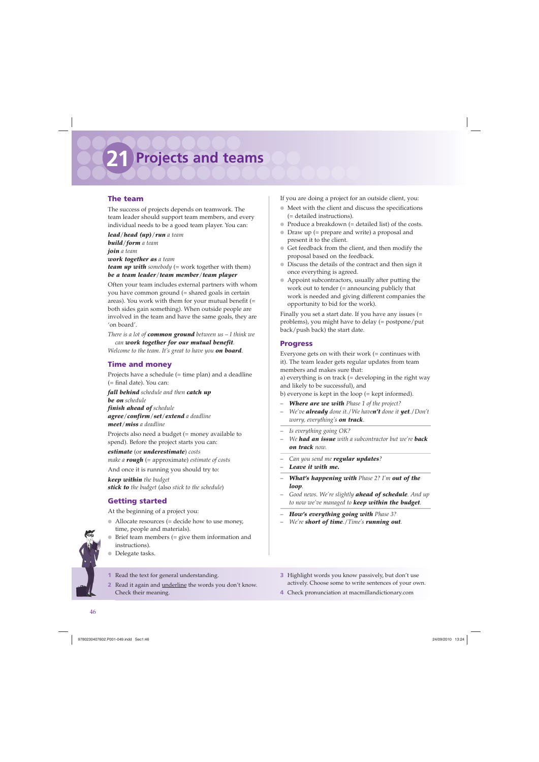# 21 Projects and teams

## The team

The success of projects depends on teamwork. The team leader should support team members, and every individual needs to be a good team player. You can:

***lead/head (up)/run*** *a team*
***build/form*** *a team*
***join*** *a team*
***work together as*** *a team*
***team up with*** *somebody* (= work together with them)
***be a team leader/team member/team player***

Often your team includes external partners with whom you have common ground (= shared goals in certain areas). You work with them for your mutual benefit (= both sides gain something). When outside people are involved in the team and have the same goals, they are 'on board'.

*There is a lot of* ***common ground*** *between us – I think we can* ***work together for our mutual benefit****.*
*Welcome to the team. It's great to have you* ***on board****.*

## Time and money

Projects have a schedule (= time plan) and a deadline (= final date). You can:

***fall behind*** *schedule and then* ***catch up***
***be on*** *schedule*
***finish ahead of*** *schedule*
***agree/confirm/set/extend*** *a deadline*
***meet/miss*** *a deadline*

Projects also need a budget (= money available to spend). Before the project starts you can:

***estimate*** (or ***underestimate***) *costs*
*make a* ***rough*** (= approximate) *estimate of costs*

And once it is running you should try to:

***keep within*** *the budget*
***stick to*** *the budget* (also *stick to the schedule*)

## Getting started

At the beginning of a project you:

- Allocate resources (= decide how to use money, time, people and materials).
- Brief team members (= give them information and instructions).
- Delegate tasks.

If you are doing a project for an outside client, you:

- Meet with the client and discuss the specifications (= detailed instructions).
- Produce a breakdown (= detailed list) of the costs.
- Draw up (= prepare and write) a proposal and present it to the client.
- Get feedback from the client, and then modify the proposal based on the feedback.
- Discuss the details of the contract and then sign it once everything is agreed.
- Appoint subcontractors, usually after putting the work out to tender (= announcing publicly that work is needed and giving different companies the opportunity to bid for the work).

Finally you set a start date. If you have any issues (= problems), you might have to delay (= postpone/put back/push back) the start date.

## Progress

Everyone gets on with their work (= continues with it). The team leader gets regular updates from team members and makes sure that:
a) everything is on track (= developing in the right way and likely to be successful), and
b) everyone is kept in the loop (= kept informed).

– ***Where are we with*** *Phase 1 of the project?*
– *We've* ***already*** *done it./We haven****'t*** *done it* ***yet****./Don't worry, everything's* ***on track****.*

– *Is everything going OK?*
– *We* ***had an issue*** *with a subcontractor but we're* ***back on track*** *now.*

– *Can you send me* ***regular updates****?*
– ***Leave it with me.***

– ***What's happening with*** *Phase 2? I'm* ***out of the loop****.*
– *Good news. We're slightly* ***ahead of schedule****. And up to now we've managed to* ***keep within the budget****.*

– ***How's everything going with*** *Phase 3?*
– *We're* ***short of time****./Time's* ***running out****.*

1. Read the text for general understanding.
2. Read it again and underline the words you don't know. Check their meaning.
3. Highlight words you know passively, but don't use actively. Choose some to write sentences of your own.
4. Check pronunciation at macmillandictionary.com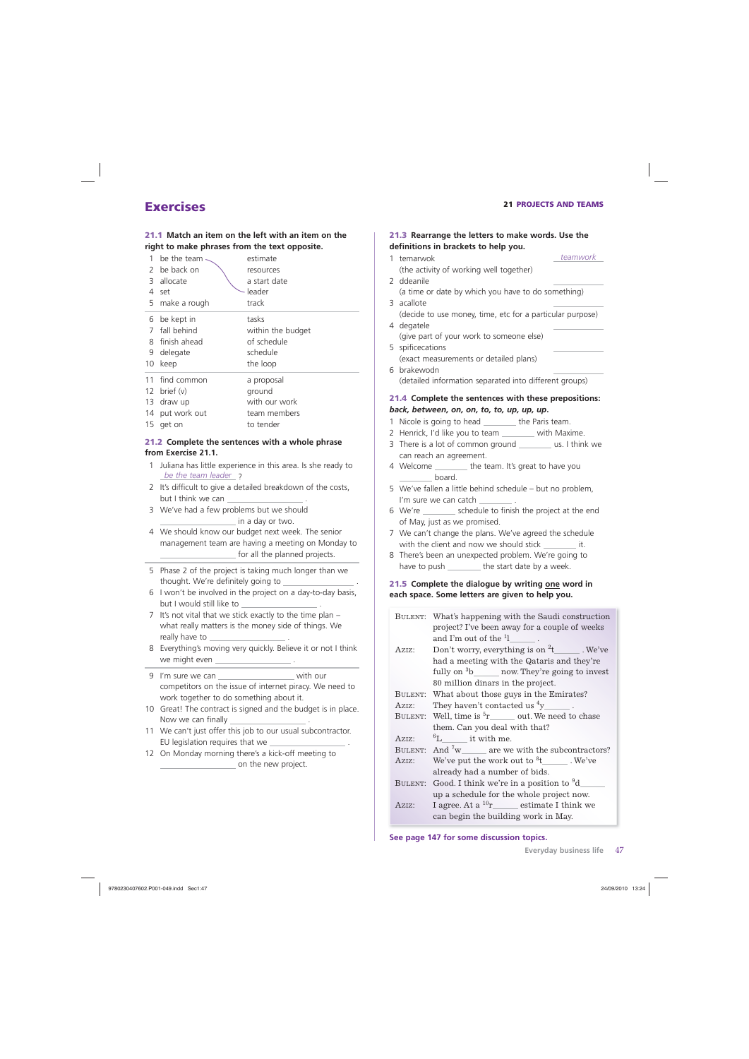# Exercises

## 21.1 Match an item on the left with an item on the right to make phrases from the text opposite.

| | | |
|---|---|---|
| 1 | be the team | estimate |
| 2 | be back on | resources |
| 3 | allocate | a start date |
| 4 | set | leader |
| 5 | make a rough | track |
| 6 | be kept in | tasks |
| 7 | fall behind | within the budget |
| 8 | finish ahead | of schedule |
| 9 | delegate | schedule |
| 10 | keep | the loop |
| 11 | find common | a proposal |
| 12 | brief (v) | ground |
| 13 | draw up | with our work |
| 14 | put work out | team members |
| 15 | get on | to tender |

## 21.2 Complete the sentences with a whole phrase from Exercise 21.1.

1. Juliana has little experience in this area. Is she ready to *be the team leader* ?
2. It's difficult to give a detailed breakdown of the costs, but I think we can ________________ .
3. We've had a few problems but we should ________________ in a day or two.
4. We should know our budget next week. The senior management team are having a meeting on Monday to ________________ for all the planned projects.
5. Phase 2 of the project is taking much longer than we thought. We're definitely going to ________________ .
6. I won't be involved in the project on a day-to-day basis, but I would still like to ________________ .
7. It's not vital that we stick exactly to the time plan – what really matters is the money side of things. We really have to ________________ .
8. Everything's moving very quickly. Believe it or not I think we might even ________________ .
9. I'm sure we can ________________ with our competitors on the issue of internet piracy. We need to work together to do something about it.
10. Great! The contract is signed and the budget is in place. Now we can finally ________________ .
11. We can't just offer this job to our usual subcontractor. EU legislation requires that we ________________ .
12. On Monday morning there's a kick-off meeting to ________________ on the new project.

## 21.3 Rearrange the letters to make words. Use the definitions in brackets to help you.

1. temarwok *teamwork*
   (the activity of working well together)
2. ddeanile ________
   (a time or date by which you have to do something)
3. acallote ________
   (decide to use money, time, etc for a particular purpose)
4. degatele ________
   (give part of your work to someone else)
5. spificecations ________
   (exact measurements or detailed plans)
6. brakewodn ________
   (detailed information separated into different groups)

## 21.4 Complete the sentences with these prepositions: *back, between, on, on, to, to, up, up, up*.

1. Nicole is going to head ________ the Paris team.
2. Henrick, I'd like you to team ________ with Maxime.
3. There is a lot of common ground ________ us. I think we can reach an agreement.
4. Welcome ________ the team. It's great to have you ________ board.
5. We've fallen a little behind schedule – but no problem, I'm sure we can catch ________ .
6. We're ________ schedule to finish the project at the end of May, just as we promised.
7. We can't change the plans. We've agreed the schedule with the client and now we should stick ________ it.
8. There's been an unexpected problem. We're going to have to push ________ the start date by a week.

## 21.5 Complete the dialogue by writing one word in each space. Some letters are given to help you.

| | |
|---|---|
| BULENT: | What's happening with the Saudi construction project? I've been away for a couple of weeks and I'm out of the [1]l______ . |
| AZIZ: | Don't worry, everything is on [2]t______ . We've had a meeting with the Qataris and they're fully on [3]b______ now. They're going to invest 80 million dinars in the project. |
| BULENT: | What about those guys in the Emirates? |
| AZIZ: | They haven't contacted us [4]y______ . |
| BULENT: | Well, time is [5]r______ out. We need to chase them. Can you deal with that? |
| AZIZ: | [6]L______ it with me. |
| BULENT: | And [7]w______ are we with the subcontractors? |
| AZIZ: | We've put the work out to [8]t______ . We've already had a number of bids. |
| BULENT: | Good. I think we're in a position to [9]d______ up a schedule for the whole project now. |
| AZIZ: | I agree. At a [10]r______ estimate I think we can begin the building work in May. |

**See page 147 for some discussion topics.**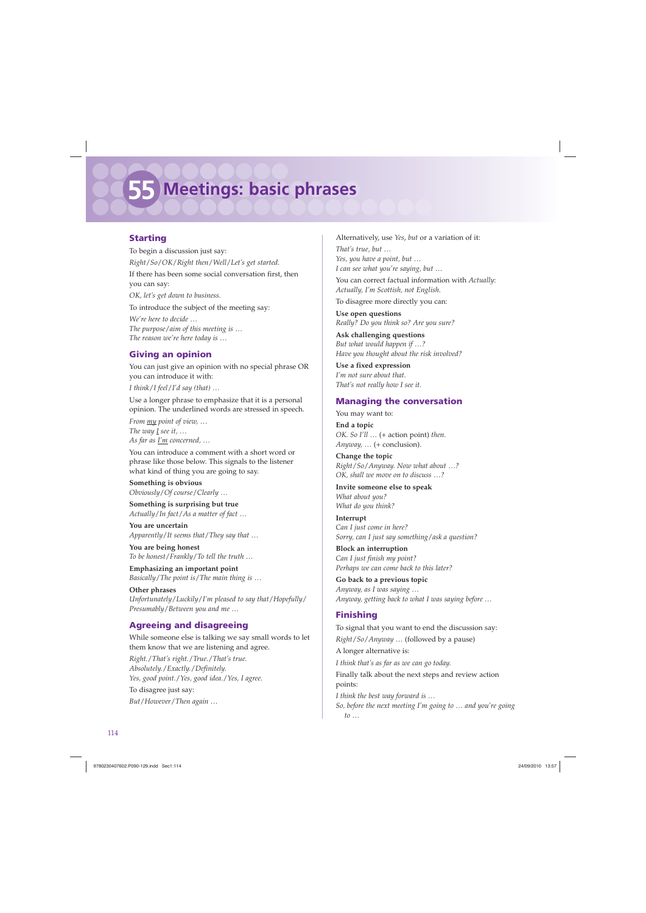# 55 Meetings: basic phrases

## Starting

To begin a discussion just say:

*Right/So/OK/Right then/Well/Let's get started.*

If there has been some social conversation first, then you can say:

*OK, let's get down to business.*

To introduce the subject of the meeting say:

*We're here to decide …*
*The purpose/aim of this meeting is …*
*The reason we're here today is …*

## Giving an opinion

You can just give an opinion with no special phrase OR you can introduce it with:

*I think/I feel/I'd say (that) …*

Use a longer phrase to emphasize that it is a personal opinion. The underlined words are stressed in speech.

*From <u>my</u> point of view, …*
*The way <u>I</u> see it, …*
*As far as <u>I'm</u> concerned, …*

You can introduce a comment with a short word or phrase like those below. This signals to the listener what kind of thing you are going to say.

**Something is obvious**
*Obviously/Of course/Clearly …*

**Something is surprising but true**
*Actually/In fact/As a matter of fact …*

**You are uncertain**
*Apparently/It seems that/They say that …*

**You are being honest**
*To be honest/Frankly/To tell the truth …*

**Emphasizing an important point**
*Basically/The point is/The main thing is …*

**Other phrases**
*Unfortunately/Luckily/I'm pleased to say that/Hopefully/Presumably/Between you and me …*

## Agreeing and disagreeing

While someone else is talking we say small words to let them know that we are listening and agree.

*Right./That's right./True./That's true.*
*Absolutely./Exactly./Definitely.*
*Yes, good point./Yes, good idea./Yes, I agree.*

To disagree just say:

*But/However/Then again …*

Alternatively, use *Yes, but* or a variation of it:

*That's true, but …*
*Yes, you have a point, but …*
*I can see what you're saying, but …*

You can correct factual information with *Actually*:
*Actually, I'm Scottish, not English.*

To disagree more directly you can:

**Use open questions**
*Really? Do you think so? Are you sure?*

**Ask challenging questions**
*But what would happen if …?*
*Have you thought about the risk involved?*

**Use a fixed expression**
*I'm not sure about that.*
*That's not really how I see it.*

## Managing the conversation

You may want to:

**End a topic**
*OK. So I'll …* (+ action point) *then.*
*Anyway, …* (+ conclusion).

**Change the topic**
*Right/So/Anyway. Now what about …?*
*OK, shall we move on to discuss …?*

**Invite someone else to speak**
*What about you?*
*What do you think?*

**Interrupt**
*Can I just come in here?*
*Sorry, can I just say something/ask a question?*

**Block an interruption**
*Can I just finish my point?*
*Perhaps we can come back to this later?*

**Go back to a previous topic**
*Anyway, as I was saying …*
*Anyway, getting back to what I was saying before …*

## Finishing

To signal that you want to end the discussion say:

*Right/So/Anyway …* (followed by a pause)

A longer alternative is:

*I think that's as far as we can go today.*

Finally talk about the next steps and review action points:

*I think the best way forward is …*
*So, before the next meeting I'm going to … and you're going to …*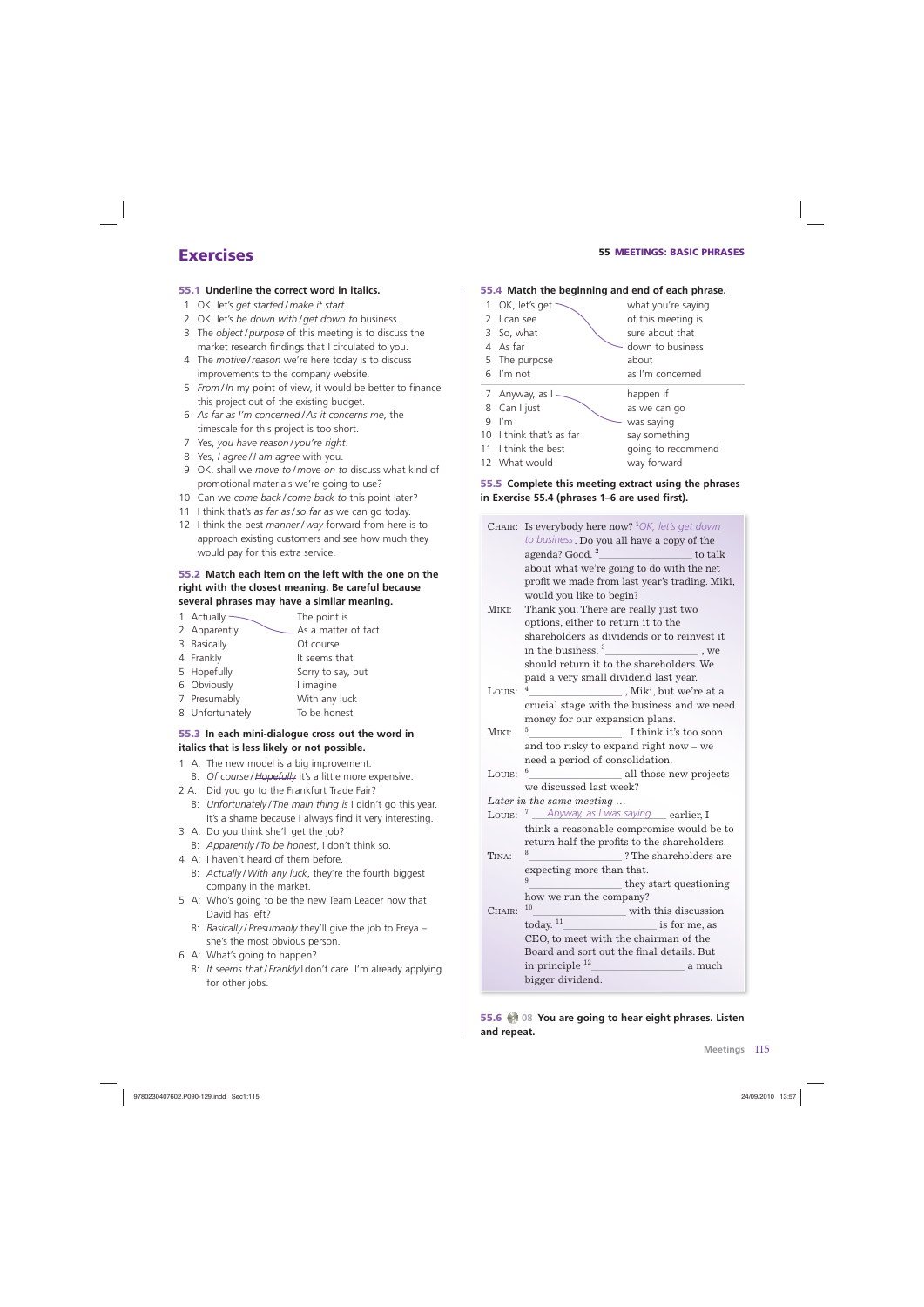## Exercises

### 55.1 Underline the correct word in italics.

1. OK, let's *get started / make it start*.
2. OK, let's *be down with / get down to* business.
3. The *object / purpose* of this meeting is to discuss the market research findings that I circulated to you.
4. The *motive / reason* we're here today is to discuss improvements to the company website.
5. *From / In* my point of view, it would be better to finance this project out of the existing budget.
6. *As far as I'm concerned / As it concerns me*, the timescale for this project is too short.
7. Yes, *you have reason / you're right*.
8. Yes, *I agree / I am agree* with you.
9. OK, shall we *move to / move on to* discuss what kind of promotional materials we're going to use?
10. Can we *come back to / come back* to this point later?
11. I think that's *as far as / so far as* we can go today.
12. I think the best *manner / way* forward from here is to approach existing customers and see how much they would pay for this extra service.

### 55.2 Match each item on the left with the one on the right with the closest meaning. Be careful because several phrases may have a similar meaning.

| | |
|---|---|
| 1 Actually | The point is |
| 2 Apparently | As a matter of fact |
| 3 Basically | Of course |
| 4 Frankly | It seems that |
| 5 Hopefully | Sorry to say, but |
| 6 Obviously | I imagine |
| 7 Presumably | With any luck |
| 8 Unfortunately | To be honest |

### 55.3 In each mini-dialogue cross out the word in italics that is less likely or not possible.

1. A: The new model is a big improvement.
   B: *Of course / ~~Hopefully~~* it's a little more expensive.
2. A: Did you go to the Frankfurt Trade Fair?
   B: *Unfortunately / The main thing is* I didn't go this year. It's a shame because I always find it very interesting.
3. A: Do you think she'll get the job?
   B: *Apparently / To be honest*, I don't think so.
4. A: I haven't heard of them before.
   B: *Actually / With any luck*, they're the fourth biggest company in the market.
5. A: Who's going to be the new Team Leader now that David has left?
   B: *Basically / Presumably* they'll give the job to Freya – she's the most obvious person.
6. A: What's going to happen?
   B: *It seems that / Frankly* I don't care. I'm already applying for other jobs.

### 55.4 Match the beginning and end of each phrase.

| | |
|---|---|
| 1 OK, let's get | what you're saying |
| 2 I can see | of this meeting is |
| 3 So, what | sure about that |
| 4 As far | down to business |
| 5 The purpose | about |
| 6 I'm not | as I'm concerned |
| 7 Anyway, as I | happen if |
| 8 Can I just | as we can go |
| 9 I'm | was saying |
| 10 I think that's as far | say something |
| 11 I think the best | going to recommend |
| 12 What would | way forward |

### 55.5 Complete this meeting extract using the phrases in Exercise 55.4 (phrases 1–6 are used first).

CHAIR: Is everybody here now? [1] *OK, let's get down to business*. Do you all have a copy of the agenda? Good. [2] ________ to talk about what we're going to do with the net profit we made from last year's trading. Miki, would you like to begin?

MIKI: Thank you. There are really just two options, either to return it to the shareholders as dividends or to reinvest it in the business. [3] ________, we should return it to the shareholders. We paid a very small dividend last year.

LOUIS: [4] ________, Miki, but we're at a crucial stage with the business and we need money for our expansion plans.

MIKI: [5] ________. I think it's too soon and too risky to expand right now – we need a period of consolidation.

LOUIS: [6] ________ all those new projects we discussed last week?

*Later in the same meeting …*

LOUIS: [7] *Anyway, as I was saying* earlier, I think a reasonable compromise would be to return half the profits to the shareholders.

TINA: [8] ________? The shareholders are expecting more than that. [9] ________ they start questioning how we run the company?

CHAIR: [10] ________ with this discussion today. [11] ________ is for me, as CEO, to meet with the chairman of the Board and sort out the final details. But in principle [12] ________ a much bigger dividend.

### 55.6 08 You are going to hear eight phrases. Listen and repeat.